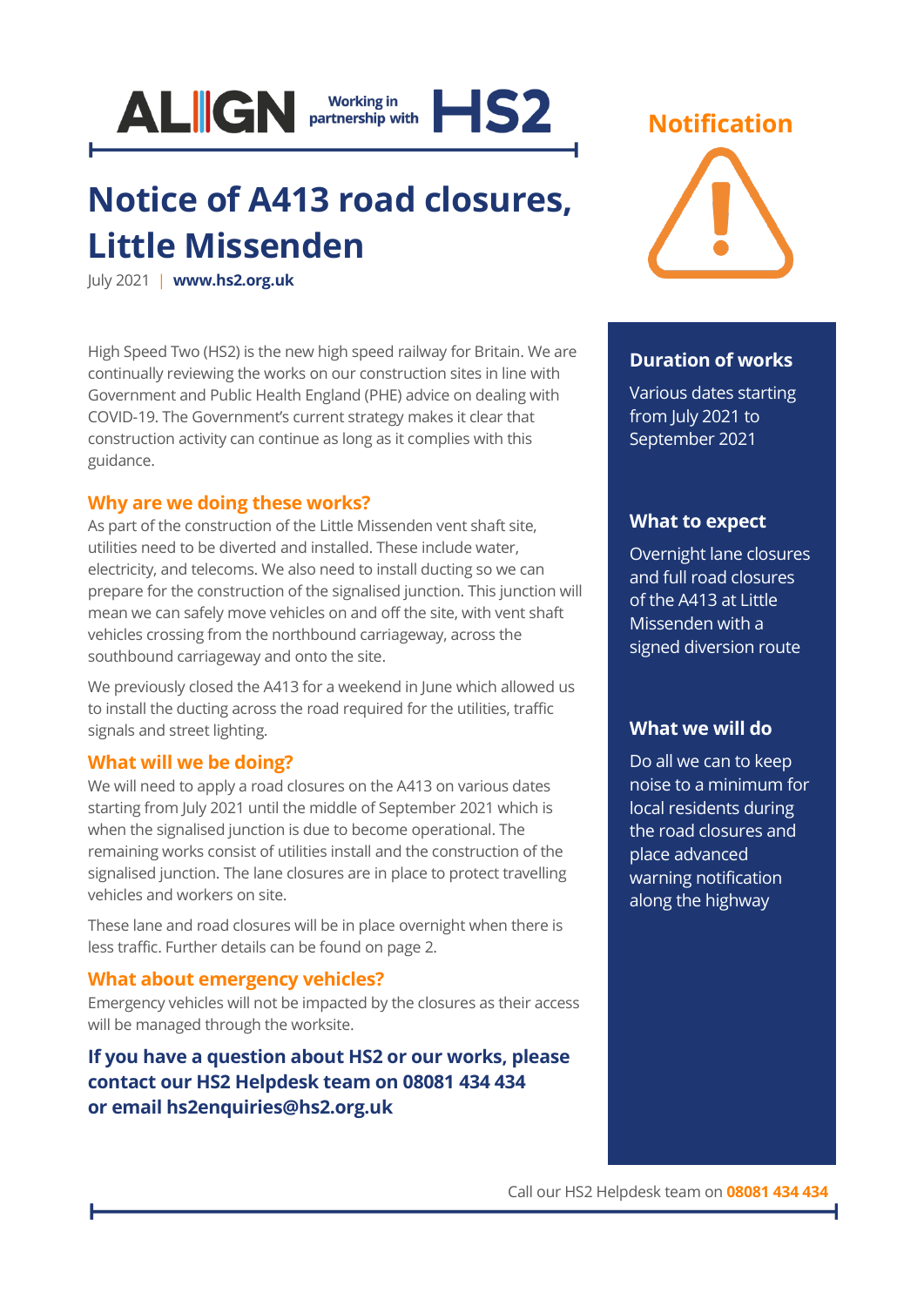ALIGN Working in partnership with HS2

# Notice of A413 road closures, Little Missenden

July 2021 | **www.hs2.org.uk**

High Speed Two (HS2) is the new high speed railway for Britain. We are continually reviewing the works on our construction sites in line with Government and Public Health England (PHE) advice on dealing with COVID-19. The Government's current strategy makes it clear that construction activity can continue as long as it complies with this guidance.

## Why are we doing these works?

As part of the construction of the Little Missenden vent shaft site, utilities need to be diverted and installed. These include water, electricity, and telecoms. We also need to install ducting so we can prepare for the construction of the signalised junction. This junction will mean we can safely move vehicles on and off the site, with vent shaft vehicles crossing from the northbound carriageway, across the southbound carriageway and onto the site.

We previously closed the A413 for a weekend in June which allowed us to install the ducting across the road required for the utilities, traffic signals and street lighting.

## What will we be doing?

We will need to apply a road closures on the A413 on various dates starting from July 2021 until the middle of September 2021 which is when the signalised junction is due to become operational. The remaining works consist of utilities install and the construction of the signalised junction. The lane closures are in place to protect travelling vehicles and workers on site.

These lane and road closures will be in place overnight when there is less traffic. Further details can be found on page 2.

## What about emergency vehicles?

Emergency vehicles will not be impacted by the closures as their access will be managed through the worksite.

**If you have a question about HS2 or our works, please contact our HS2 Helpdesk team on 08081 434 434 or email hs2enquiries@hs2.org.uk**

## Notification

### Duration of works

Various dates starting from July 2021 to September 2021

### What to expect

Overnight lane closures and full road closures of the A413 at Little Missenden with a signed diversion route

### What we will do

Do all we can to keep noise to a minimum for local residents during the road closures and place advanced warning notification along the highway

Call our HS2 Helpdesk team on **08081 434 434**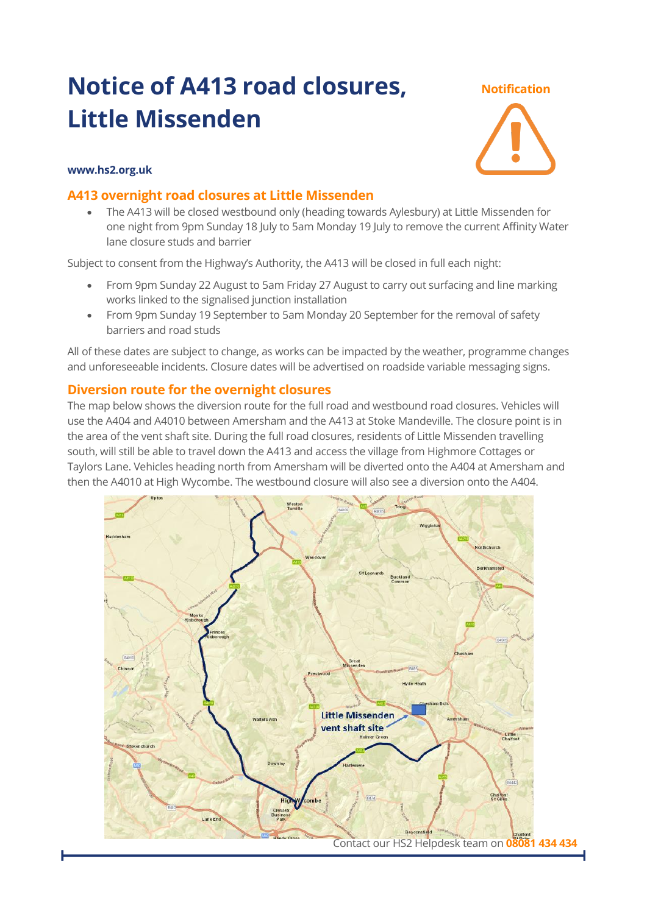# Notice of A413 road closures, Little Missenden

**Notification**

**www.hs2.org.uk**

## A413 overnight road closures at Little Missenden

- The A413 will be closed westbound only (heading towards Aylesbury) at Little Missenden for one night from 9pm Sunday 18 July to 5am Monday 19 July to remove the current Affinity Water lane closure studs and barrier

Subject to consent from the Highway's Authority, the A413 will be closed in full each night:

- From 9pm Sunday 22 August to 5am Friday 27 August to carry out surfacing and line marking works linked to the signalised junction installation
- From 9pm Sunday 19 September to 5am Monday 20 September for the removal of safety barriers and road studs

All of these dates are subject to change, as works can be impacted by the weather, programme changes and unforeseeable incidents. Closure dates will be advertised on roadside variable messaging signs.

## Diversion route for the overnight closures

The map below shows the diversion route for the full road and westbound road closures. Vehicles will use the A404 and A4010 between Amersham and the A413 at Stoke Mandeville. The closure point is in the area of the vent shaft site. During the full road closures, residents of Little Missenden travelling south, will still be able to travel down the A413 and access the village from Highmore Cottages or Taylors Lane. Vehicles heading north from Amersham will be diverted onto the A404 at Amersham and then the A4010 at High Wycombe. The westbound closure will also see a diversion onto the A404.

Little Missenden vent shaft site

Contact our HS2 Helpdesk team on **08081 434 434**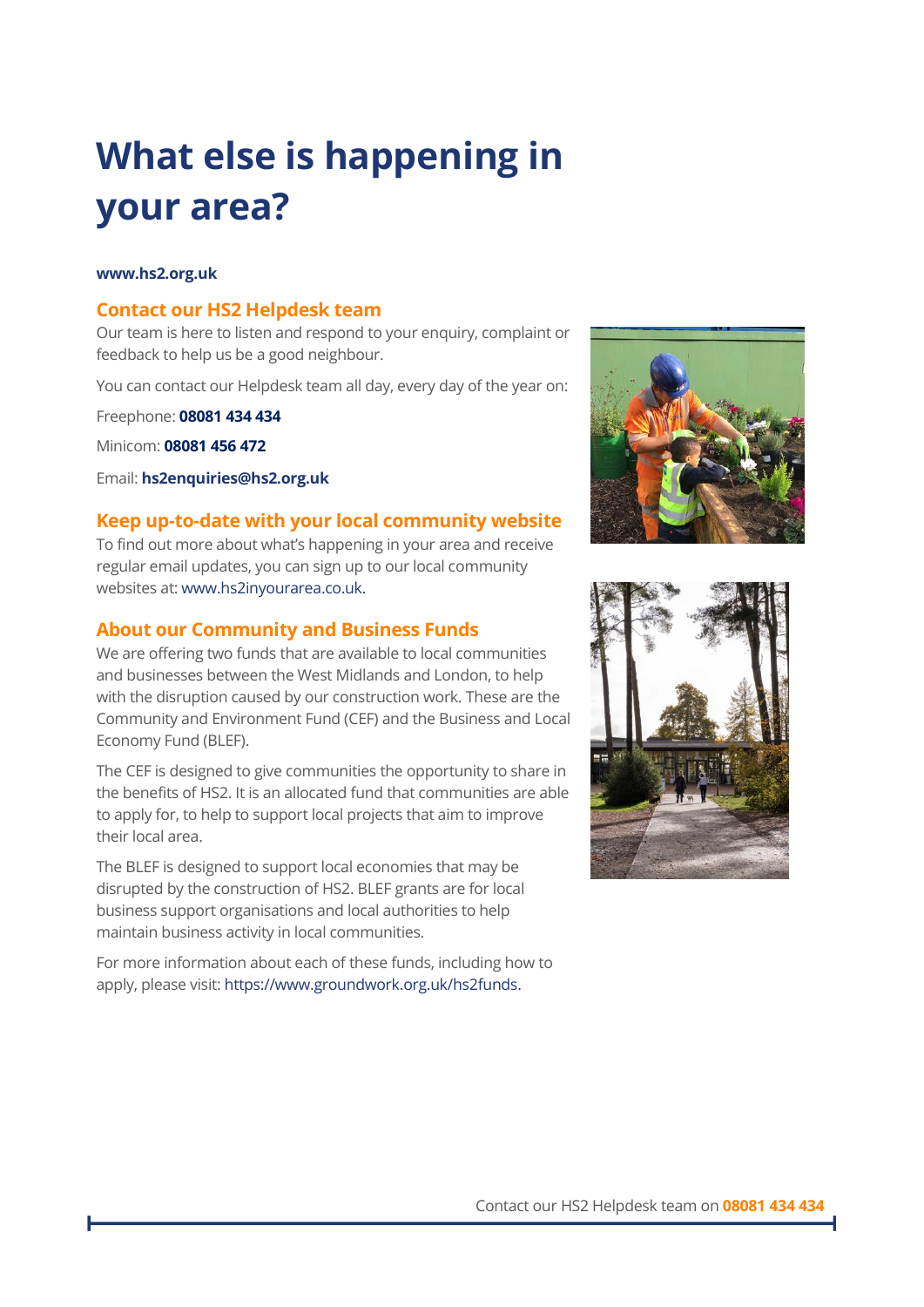# What else is happening in your area?

**www.hs2.org.uk**

## Contact our HS2 Helpdesk team

Our team is here to listen and respond to your enquiry, complaint or feedback to help us be a good neighbour.

You can contact our Helpdesk team all day, every day of the year on:

Freephone: **08081 434 434**

Minicom: **08081 456 472**

Email: **hs2enquiries@hs2.org.uk**

## Keep up-to-date with your local community website

To find out more about what's happening in your area and receive regular email updates, you can sign up to our local community websites at: www.hs2inyourarea.co.uk.

## About our Community and Business Funds

We are offering two funds that are available to local communities and businesses between the West Midlands and London, to help with the disruption caused by our construction work. These are the Community and Environment Fund (CEF) and the Business and Local Economy Fund (BLEF).

The CEF is designed to give communities the opportunity to share in the benefits of HS2. It is an allocated fund that communities are able to apply for, to help to support local projects that aim to improve their local area.

The BLEF is designed to support local economies that may be disrupted by the construction of HS2. BLEF grants are for local business support organisations and local authorities to help maintain business activity in local communities.

For more information about each of these funds, including how to apply, please visit: https://www.groundwork.org.uk/hs2funds.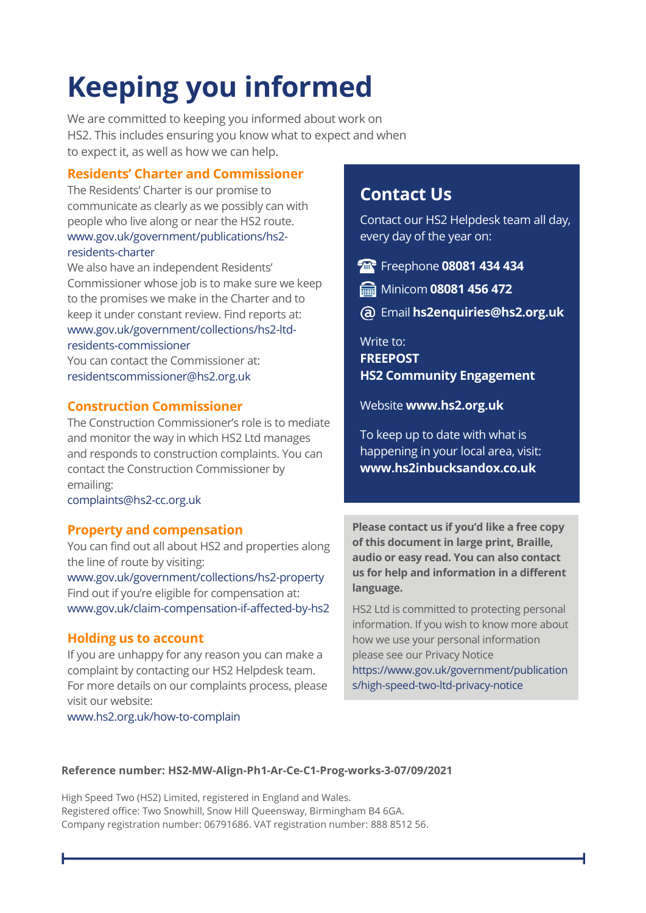# Keeping you informed

We are committed to keeping you informed about work on HS2. This includes ensuring you know what to expect and when to expect it, as well as how we can help.

## Residents' Charter and Commissioner

The Residents' Charter is our promise to communicate as clearly as we possibly can with people who live along or near the HS2 route.
www.gov.uk/government/publications/hs2-residents-charter

We also have an independent Residents' Commissioner whose job is to make sure we keep to the promises we make in the Charter and to keep it under constant review. Find reports at:
www.gov.uk/government/collections/hs2-ltd-residents-commissioner

You can contact the Commissioner at:
residentscommissioner@hs2.org.uk

## Construction Commissioner

The Construction Commissioner's role is to mediate and monitor the way in which HS2 Ltd manages and responds to construction complaints. You can contact the Construction Commissioner by emailing:
complaints@hs2-cc.org.uk

## Property and compensation

You can find out all about HS2 and properties along the line of route by visiting:
www.gov.uk/government/collections/hs2-property

Find out if you're eligible for compensation at:
www.gov.uk/claim-compensation-if-affected-by-hs2

## Holding us to account

If you are unhappy for any reason you can make a complaint by contacting our HS2 Helpdesk team. For more details on our complaints process, please visit our website:
www.hs2.org.uk/how-to-complain

## Contact Us

Contact our HS2 Helpdesk team all day, every day of the year on:

- Freephone **08081 434 434**
- Minicom **08081 456 472**
- Email **hs2enquiries@hs2.org.uk**

Write to:
**FREEPOST**
**HS2 Community Engagement**

Website **www.hs2.org.uk**

To keep up to date with what is happening in your local area, visit:
**www.hs2inbucksandox.co.uk**

**Please contact us if you'd like a free copy of this document in large print, Braille, audio or easy read. You can also contact us for help and information in a different language.**

HS2 Ltd is committed to protecting personal information. If you wish to know more about how we use your personal information please see our Privacy Notice
https://www.gov.uk/government/publications/high-speed-two-ltd-privacy-notice

**Reference number: HS2-MW-Align-Ph1-Ar-Ce-C1-Prog-works-3-07/09/2021**

High Speed Two (HS2) Limited, registered in England and Wales.
Registered office: Two Snowhill, Snow Hill Queensway, Birmingham B4 6GA.
Company registration number: 06791686. VAT registration number: 888 8512 56.